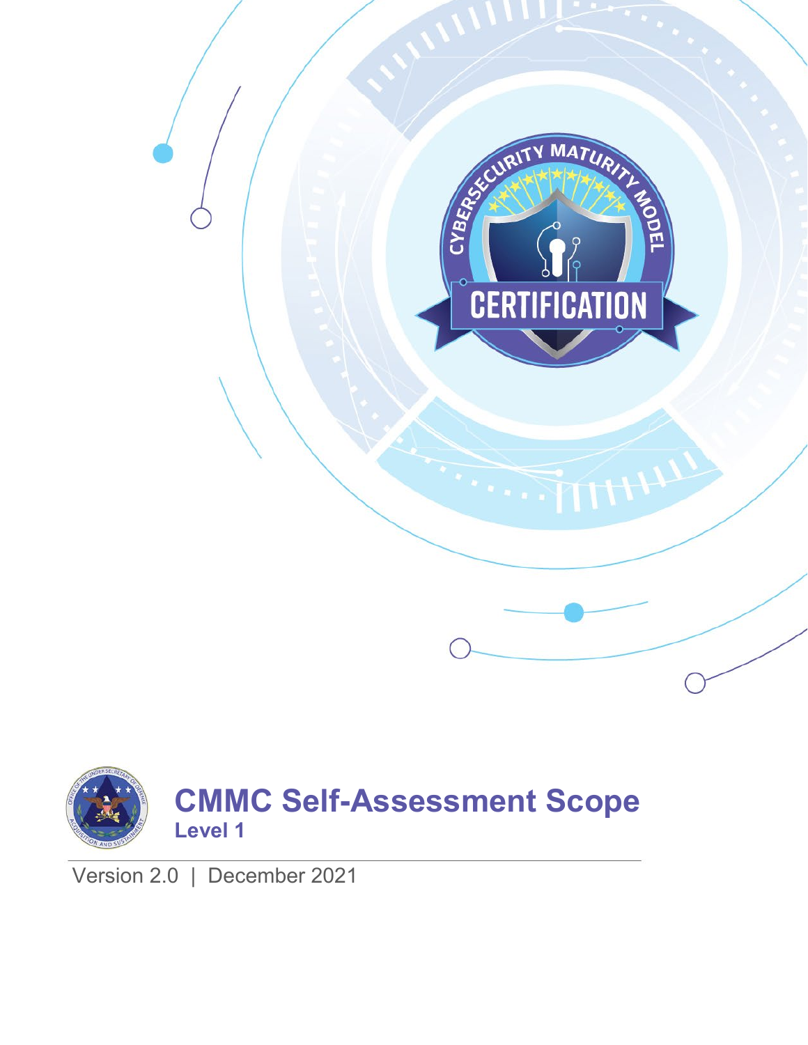# CMMC Self-Assessment Scope

## Level 1

Version 2.0 | December 2021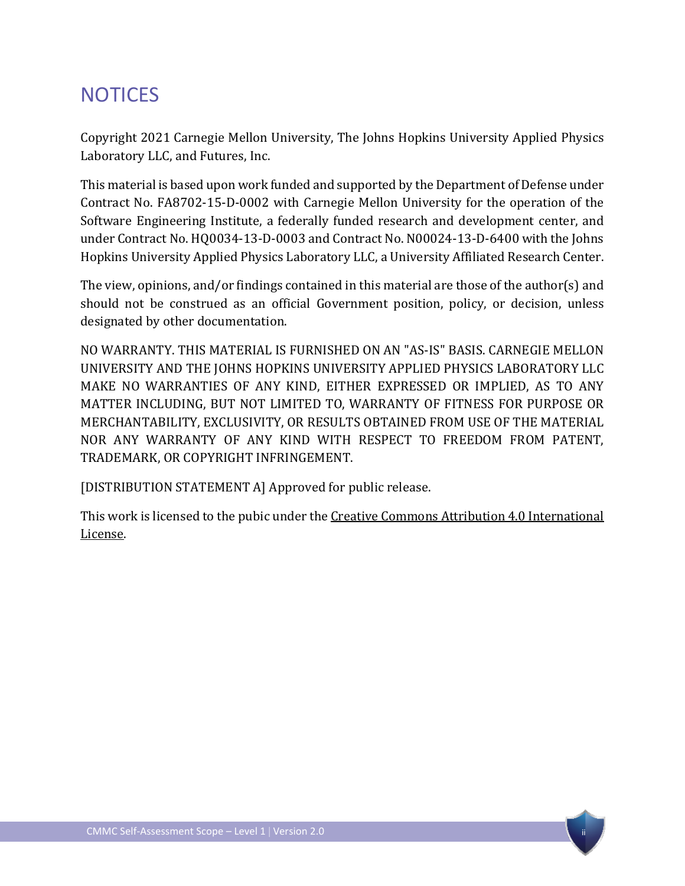# NOTICES

Copyright 2021 Carnegie Mellon University, The Johns Hopkins University Applied Physics Laboratory LLC, and Futures, Inc.

This material is based upon work funded and supported by the Department of Defense under Contract No. FA8702-15-D-0002 with Carnegie Mellon University for the operation of the Software Engineering Institute, a federally funded research and development center, and under Contract No. HQ0034-13-D-0003 and Contract No. N00024-13-D-6400 with the Johns Hopkins University Applied Physics Laboratory LLC, a University Affiliated Research Center.

The view, opinions, and/or findings contained in this material are those of the author(s) and should not be construed as an official Government position, policy, or decision, unless designated by other documentation.

NO WARRANTY. THIS MATERIAL IS FURNISHED ON AN "AS-IS" BASIS. CARNEGIE MELLON UNIVERSITY AND THE JOHNS HOPKINS UNIVERSITY APPLIED PHYSICS LABORATORY LLC MAKE NO WARRANTIES OF ANY KIND, EITHER EXPRESSED OR IMPLIED, AS TO ANY MATTER INCLUDING, BUT NOT LIMITED TO, WARRANTY OF FITNESS FOR PURPOSE OR MERCHANTABILITY, EXCLUSIVITY, OR RESULTS OBTAINED FROM USE OF THE MATERIAL NOR ANY WARRANTY OF ANY KIND WITH RESPECT TO FREEDOM FROM PATENT, TRADEMARK, OR COPYRIGHT INFRINGEMENT.

[DISTRIBUTION STATEMENT A] Approved for public release.

This work is licensed to the pubic under the Creative Commons Attribution 4.0 International License.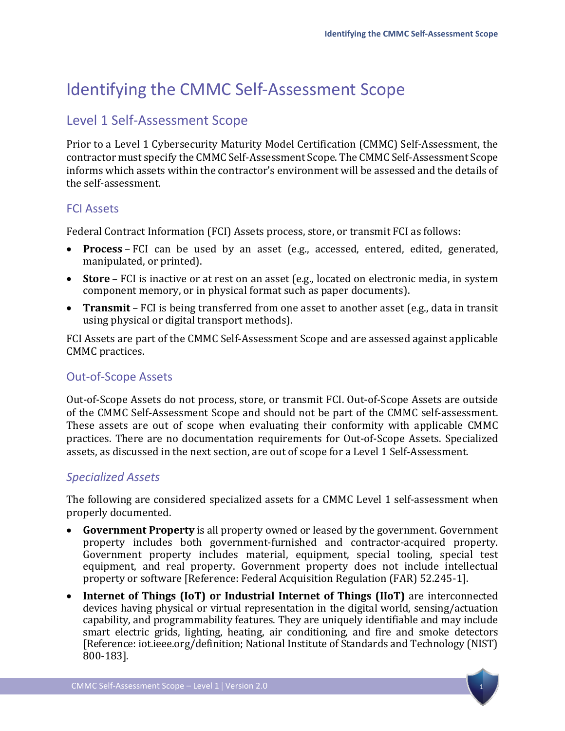# Identifying the CMMC Self-Assessment Scope

## Level 1 Self-Assessment Scope

Prior to a Level 1 Cybersecurity Maturity Model Certification (CMMC) Self-Assessment, the contractor must specify the CMMC Self-Assessment Scope. The CMMC Self-Assessment Scope informs which assets within the contractor's environment will be assessed and the details of the self-assessment.

### FCI Assets

Federal Contract Information (FCI) Assets process, store, or transmit FCI as follows:

- **Process** – FCI can be used by an asset (e.g., accessed, entered, edited, generated, manipulated, or printed).
- **Store** – FCI is inactive or at rest on an asset (e.g., located on electronic media, in system component memory, or in physical format such as paper documents).
- **Transmit** – FCI is being transferred from one asset to another asset (e.g., data in transit using physical or digital transport methods).

FCI Assets are part of the CMMC Self-Assessment Scope and are assessed against applicable CMMC practices.

### Out-of-Scope Assets

Out-of-Scope Assets do not process, store, or transmit FCI. Out-of-Scope Assets are outside of the CMMC Self-Assessment Scope and should not be part of the CMMC self-assessment. These assets are out of scope when evaluating their conformity with applicable CMMC practices. There are no documentation requirements for Out-of-Scope Assets. Specialized assets, as discussed in the next section, are out of scope for a Level 1 Self-Assessment.

#### *Specialized Assets*

The following are considered specialized assets for a CMMC Level 1 self-assessment when properly documented.

- **Government Property** is all property owned or leased by the government. Government property includes both government-furnished and contractor-acquired property. Government property includes material, equipment, special tooling, special test equipment, and real property. Government property does not include intellectual property or software [Reference: Federal Acquisition Regulation (FAR) 52.245-1].
- **Internet of Things (IoT) or Industrial Internet of Things (IIoT)** are interconnected devices having physical or virtual representation in the digital world, sensing/actuation capability, and programmability features. They are uniquely identifiable and may include smart electric grids, lighting, heating, air conditioning, and fire and smoke detectors [Reference: iot.ieee.org/definition; National Institute of Standards and Technology (NIST) 800-183].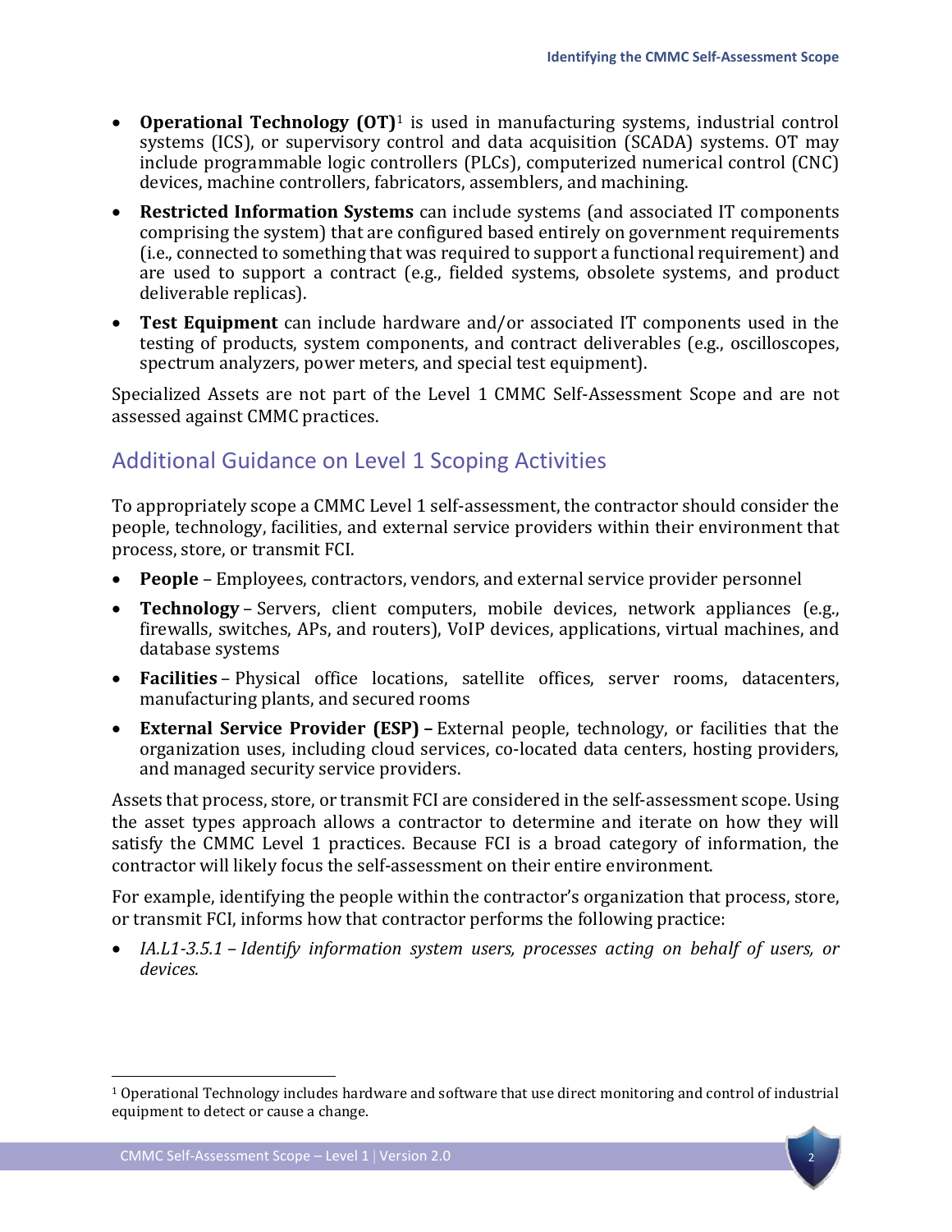- **Operational Technology (OT)**[1] is used in manufacturing systems, industrial control systems (ICS), or supervisory control and data acquisition (SCADA) systems. OT may include programmable logic controllers (PLCs), computerized numerical control (CNC) devices, machine controllers, fabricators, assemblers, and machining.
- **Restricted Information Systems** can include systems (and associated IT components comprising the system) that are configured based entirely on government requirements (i.e., connected to something that was required to support a functional requirement) and are used to support a contract (e.g., fielded systems, obsolete systems, and product deliverable replicas).
- **Test Equipment** can include hardware and/or associated IT components used in the testing of products, system components, and contract deliverables (e.g., oscilloscopes, spectrum analyzers, power meters, and special test equipment).

Specialized Assets are not part of the Level 1 CMMC Self-Assessment Scope and are not assessed against CMMC practices.

## Additional Guidance on Level 1 Scoping Activities

To appropriately scope a CMMC Level 1 self-assessment, the contractor should consider the people, technology, facilities, and external service providers within their environment that process, store, or transmit FCI.

- **People** – Employees, contractors, vendors, and external service provider personnel
- **Technology** – Servers, client computers, mobile devices, network appliances (e.g., firewalls, switches, APs, and routers), VoIP devices, applications, virtual machines, and database systems
- **Facilities** – Physical office locations, satellite offices, server rooms, datacenters, manufacturing plants, and secured rooms
- **External Service Provider (ESP) –** External people, technology, or facilities that the organization uses, including cloud services, co-located data centers, hosting providers, and managed security service providers.

Assets that process, store, or transmit FCI are considered in the self-assessment scope. Using the asset types approach allows a contractor to determine and iterate on how they will satisfy the CMMC Level 1 practices. Because FCI is a broad category of information, the contractor will likely focus the self-assessment on their entire environment.

For example, identifying the people within the contractor's organization that process, store, or transmit FCI, informs how that contractor performs the following practice:

- *IA.L1-3.5.1 – Identify information system users, processes acting on behalf of users, or devices.*

[1] Operational Technology includes hardware and software that use direct monitoring and control of industrial equipment to detect or cause a change.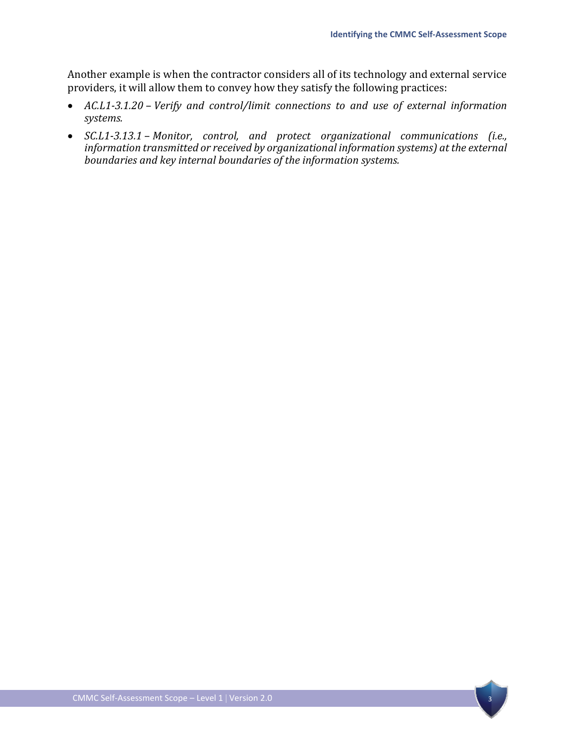Another example is when the contractor considers all of its technology and external service providers, it will allow them to convey how they satisfy the following practices:

- *AC.L1-3.1.20 – Verify and control/limit connections to and use of external information systems.*
- *SC.L1-3.13.1 – Monitor, control, and protect organizational communications (i.e., information transmitted or received by organizational information systems) at the external boundaries and key internal boundaries of the information systems.*